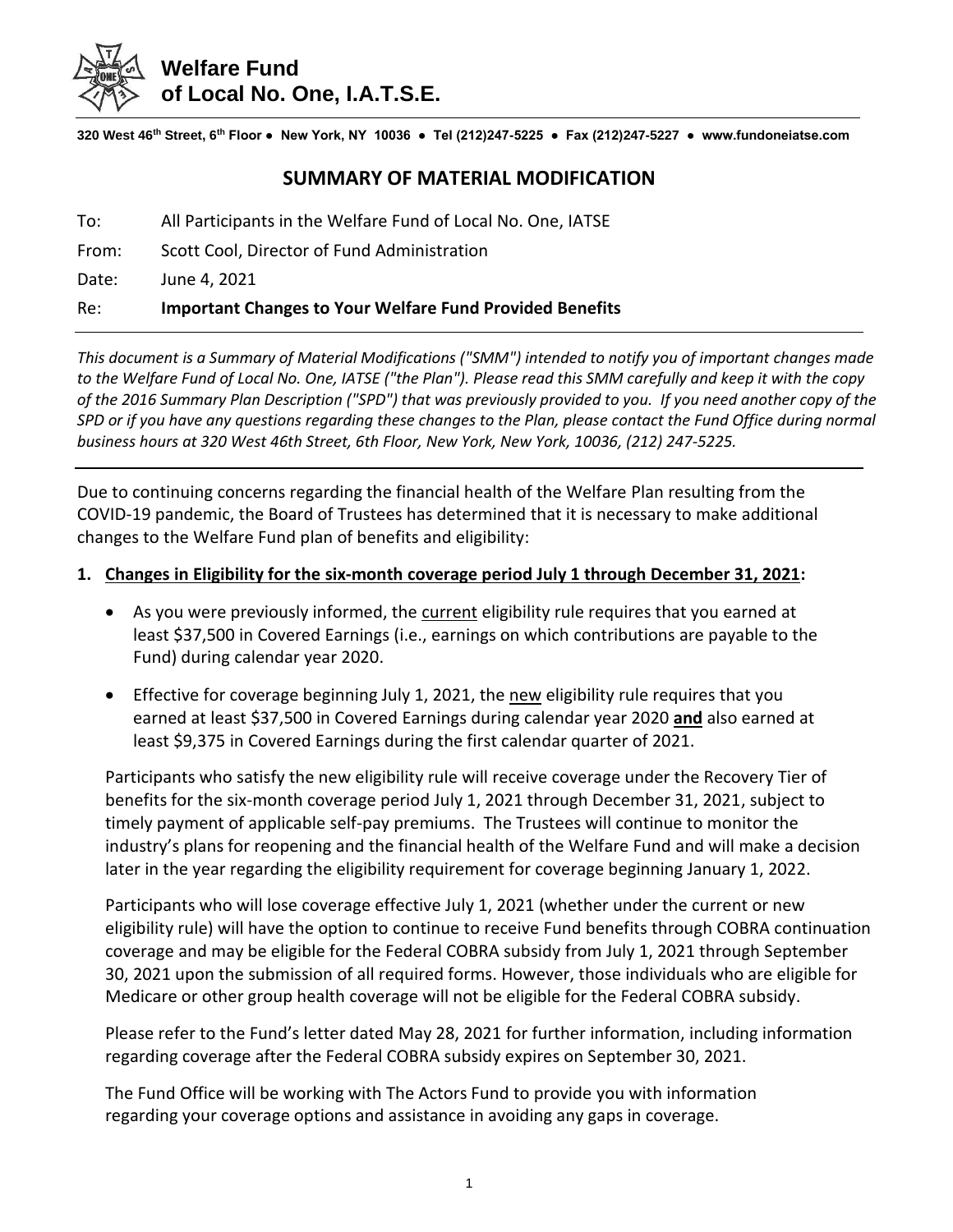# Welfare Fund of Local No. One, I.A.T.S.E.

320 West 46th Street, 6th Floor ● New York, NY 10036 ● Tel (212)247-5225 ● Fax (212)247-5227 ● www.fundoneiatse.com

## SUMMARY OF MATERIAL MODIFICATION

To: All Participants in the Welfare Fund of Local No. One, IATSE

From: Scott Cool, Director of Fund Administration

Date: June 4, 2021

Re: **Important Changes to Your Welfare Fund Provided Benefits**

*This document is a Summary of Material Modifications ("SMM") intended to notify you of important changes made to the Welfare Fund of Local No. One, IATSE ("the Plan"). Please read this SMM carefully and keep it with the copy of the 2016 Summary Plan Description ("SPD") that was previously provided to you. If you need another copy of the SPD or if you have any questions regarding these changes to the Plan, please contact the Fund Office during normal business hours at 320 West 46th Street, 6th Floor, New York, New York, 10036, (212) 247-5225.*

Due to continuing concerns regarding the financial health of the Welfare Plan resulting from the COVID-19 pandemic, the Board of Trustees has determined that it is necessary to make additional changes to the Welfare Fund plan of benefits and eligibility:

1. **Changes in Eligibility for the six-month coverage period July 1 through December 31, 2021:**

   - As you were previously informed, the current eligibility rule requires that you earned at least $37,500 in Covered Earnings (i.e., earnings on which contributions are payable to the Fund) during calendar year 2020.
   - Effective for coverage beginning July 1, 2021, the new eligibility rule requires that you earned at least $37,500 in Covered Earnings during calendar year 2020 **and** also earned at least $9,375 in Covered Earnings during the first calendar quarter of 2021.

   Participants who satisfy the new eligibility rule will receive coverage under the Recovery Tier of benefits for the six-month coverage period July 1, 2021 through December 31, 2021, subject to timely payment of applicable self-pay premiums. The Trustees will continue to monitor the industry's plans for reopening and the financial health of the Welfare Fund and will make a decision later in the year regarding the eligibility requirement for coverage beginning January 1, 2022.

   Participants who will lose coverage effective July 1, 2021 (whether under the current or new eligibility rule) will have the option to continue to receive Fund benefits through COBRA continuation coverage and may be eligible for the Federal COBRA subsidy from July 1, 2021 through September 30, 2021 upon the submission of all required forms. However, those individuals who are eligible for Medicare or other group health coverage will not be eligible for the Federal COBRA subsidy.

   Please refer to the Fund's letter dated May 28, 2021 for further information, including information regarding coverage after the Federal COBRA subsidy expires on September 30, 2021.

   The Fund Office will be working with The Actors Fund to provide you with information regarding your coverage options and assistance in avoiding any gaps in coverage.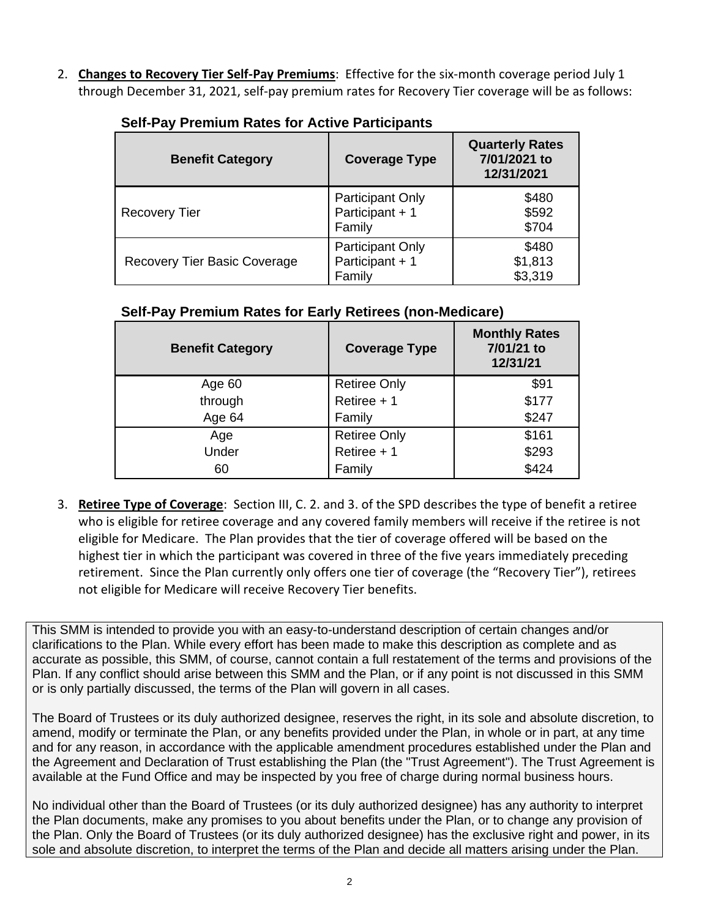2. **Changes to Recovery Tier Self-Pay Premiums**: Effective for the six-month coverage period July 1 through December 31, 2021, self-pay premium rates for Recovery Tier coverage will be as follows:

**Self-Pay Premium Rates for Active Participants**

| Benefit Category | Coverage Type | Quarterly Rates 7/01/2021 to 12/31/2021 |
|---|---|---|
| Recovery Tier | Participant Only<br>Participant + 1<br>Family | \$480<br>\$592<br>\$704 |
| Recovery Tier Basic Coverage | Participant Only<br>Participant + 1<br>Family | \$480<br>\$1,813<br>\$3,319 |

**Self-Pay Premium Rates for Early Retirees (non-Medicare)**

| Benefit Category | Coverage Type | Monthly Rates 7/01/21 to 12/31/21 |
|---|---|---|
| Age 60 through Age 64 | Retiree Only<br>Retiree + 1<br>Family | \$91<br>\$177<br>\$247 |
| Age Under 60 | Retiree Only<br>Retiree + 1<br>Family | \$161<br>\$293<br>\$424 |

3. **Retiree Type of Coverage**: Section III, C. 2. and 3. of the SPD describes the type of benefit a retiree who is eligible for retiree coverage and any covered family members will receive if the retiree is not eligible for Medicare. The Plan provides that the tier of coverage offered will be based on the highest tier in which the participant was covered in three of the five years immediately preceding retirement. Since the Plan currently only offers one tier of coverage (the "Recovery Tier"), retirees not eligible for Medicare will receive Recovery Tier benefits.

This SMM is intended to provide you with an easy-to-understand description of certain changes and/or clarifications to the Plan. While every effort has been made to make this description as complete and as accurate as possible, this SMM, of course, cannot contain a full restatement of the terms and provisions of the Plan. If any conflict should arise between this SMM and the Plan, or if any point is not discussed in this SMM or is only partially discussed, the terms of the Plan will govern in all cases.

The Board of Trustees or its duly authorized designee, reserves the right, in its sole and absolute discretion, to amend, modify or terminate the Plan, or any benefits provided under the Plan, in whole or in part, at any time and for any reason, in accordance with the applicable amendment procedures established under the Plan and the Agreement and Declaration of Trust establishing the Plan (the "Trust Agreement"). The Trust Agreement is available at the Fund Office and may be inspected by you free of charge during normal business hours.

No individual other than the Board of Trustees (or its duly authorized designee) has any authority to interpret the Plan documents, make any promises to you about benefits under the Plan, or to change any provision of the Plan. Only the Board of Trustees (or its duly authorized designee) has the exclusive right and power, in its sole and absolute discretion, to interpret the terms of the Plan and decide all matters arising under the Plan.